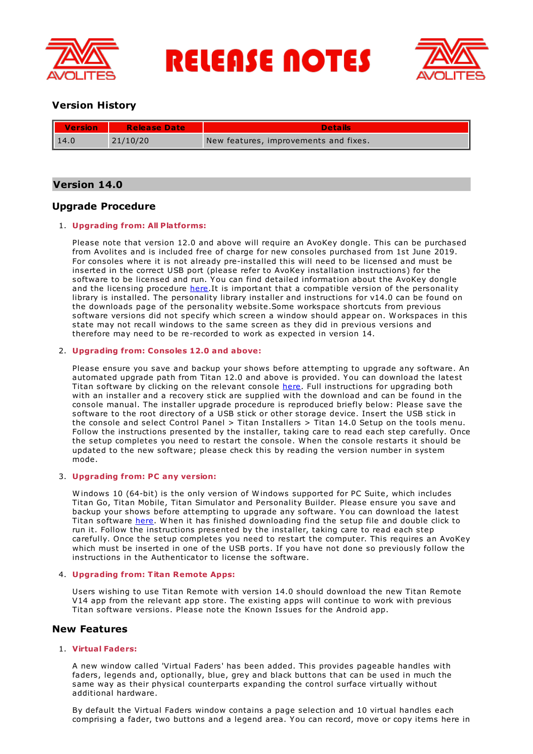# RELEASE NOTES

## Version History

| Version | Release Date | Details |
|---|---|---|
| 14.0 | 21/10/20 | New features, improvements and fixes. |

## Version 14.0

### Upgrade Procedure

1. **Upgrading from: All Platforms:**

   Please note that version 12.0 and above will require an AvoKey dongle. This can be purchased from Avolites and is included free of charge for new consoles purchased from 1st June 2019. For consoles where it is not already pre-installed this will need to be licensed and must be inserted in the correct USB port (please refer to AvoKey installation instructions) for the software to be licensed and run. You can find detailed information about the AvoKey dongle and the licensing procedure here.It is important that a compatible version of the personality library is installed. The personality library installer and instructions for v14.0 can be found on the downloads page of the personality website.Some workspace shortcuts from previous software versions did not specify which screen a window should appear on. Workspaces in this state may not recall windows to the same screen as they did in previous versions and therefore may need to be re-recorded to work as expected in version 14.

2. **Upgrading from: Consoles 12.0 and above:**

   Please ensure you save and backup your shows before attempting to upgrade any software. An automated upgrade path from Titan 12.0 and above is provided. You can download the latest Titan software by clicking on the relevant console here. Full instructions for upgrading both with an installer and a recovery stick are supplied with the download and can be found in the console manual. The installer upgrade procedure is reproduced briefly below: Please save the software to the root directory of a USB stick or other storage device. Insert the USB stick in the console and select Control Panel > Titan Installers > Titan 14.0 Setup on the tools menu. Follow the instructions presented by the installer, taking care to read each step carefully. Once the setup completes you need to restart the console. When the console restarts it should be updated to the new software; please check this by reading the version number in system mode.

3. **Upgrading from: PC any version:**

   Windows 10 (64-bit) is the only version of Windows supported for PC Suite, which includes Titan Go, Titan Mobile, Titan Simulator and Personality Builder. Please ensure you save and backup your shows before attempting to upgrade any software. You can download the latest Titan software here. When it has finished downloading find the setup file and double click to run it. Follow the instructions presented by the installer, taking care to read each step carefully. Once the setup completes you need to restart the computer. This requires an AvoKey which must be inserted in one of the USB ports. If you have not done so previously follow the instructions in the Authenticator to license the software.

4. **Upgrading from: Titan Remote Apps:**

   Users wishing to use Titan Remote with version 14.0 should download the new Titan Remote V14 app from the relevant app store. The existing apps will continue to work with previous Titan software versions. Please note the Known Issues for the Android app.

### New Features

1. **Virtual Faders:**

   A new window called 'Virtual Faders' has been added. This provides pageable handles with faders, legends and, optionally, blue, grey and black buttons that can be used in much the same way as their physical counterparts expanding the control surface virtually without additional hardware.

   By default the Virtual Faders window contains a page selection and 10 virtual handles each comprising a fader, two buttons and a legend area. You can record, move or copy items here in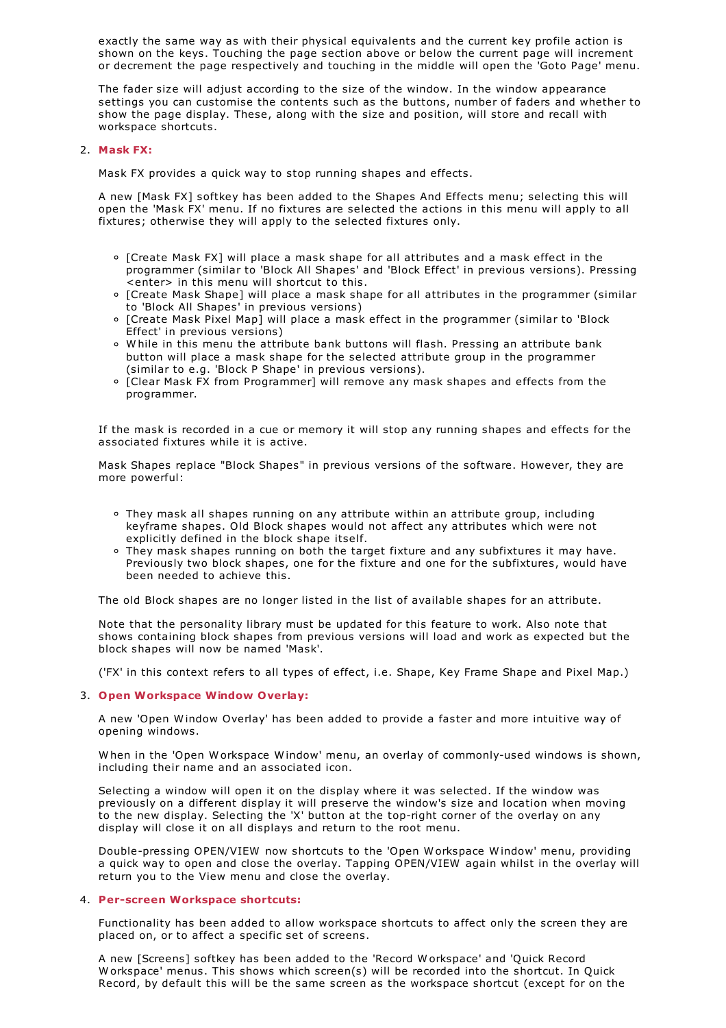exactly the same way as with their physical equivalents and the current key profile action is shown on the keys. Touching the page section above or below the current page will increment or decrement the page respectively and touching in the middle will open the 'Goto Page' menu.

The fader size will adjust according to the size of the window. In the window appearance settings you can customise the contents such as the buttons, number of faders and whether to show the page display. These, along with the size and position, will store and recall with workspace shortcuts.

2. **Mask FX:**

   Mask FX provides a quick way to stop running shapes and effects.

   A new [Mask FX] softkey has been added to the Shapes And Effects menu; selecting this will open the 'Mask FX' menu. If no fixtures are selected the actions in this menu will apply to all fixtures; otherwise they will apply to the selected fixtures only.

   - [Create Mask FX] will place a mask shape for all attributes and a mask effect in the programmer (similar to 'Block All Shapes' and 'Block Effect' in previous versions). Pressing <enter> in this menu will shortcut to this.
   - [Create Mask Shape] will place a mask shape for all attributes in the programmer (similar to 'Block All Shapes' in previous versions)
   - [Create Mask Pixel Map] will place a mask effect in the programmer (similar to 'Block Effect' in previous versions)
   - While in this menu the attribute bank buttons will flash. Pressing an attribute bank button will place a mask shape for the selected attribute group in the programmer (similar to e.g. 'Block P Shape' in previous versions).
   - [Clear Mask FX from Programmer] will remove any mask shapes and effects from the programmer.

   If the mask is recorded in a cue or memory it will stop any running shapes and effects for the associated fixtures while it is active.

   Mask Shapes replace "Block Shapes" in previous versions of the software. However, they are more powerful:

   - They mask all shapes running on any attribute within an attribute group, including keyframe shapes. Old Block shapes would not affect any attributes which were not explicitly defined in the block shape itself.
   - They mask shapes running on both the target fixture and any subfixtures it may have. Previously two block shapes, one for the fixture and one for the subfixtures, would have been needed to achieve this.

   The old Block shapes are no longer listed in the list of available shapes for an attribute.

   Note that the personality library must be updated for this feature to work. Also note that shows containing block shapes from previous versions will load and work as expected but the block shapes will now be named 'Mask'.

   ('FX' in this context refers to all types of effect, i.e. Shape, Key Frame Shape and Pixel Map.)

3. **Open Workspace Window Overlay:**

   A new 'Open Window Overlay' has been added to provide a faster and more intuitive way of opening windows.

   When in the 'Open Workspace Window' menu, an overlay of commonly-used windows is shown, including their name and an associated icon.

   Selecting a window will open it on the display where it was selected. If the window was previously on a different display it will preserve the window's size and location when moving to the new display. Selecting the 'X' button at the top-right corner of the overlay on any display will close it on all displays and return to the root menu.

   Double-pressing OPEN/VIEW now shortcuts to the 'Open Workspace Window' menu, providing a quick way to open and close the overlay. Tapping OPEN/VIEW again whilst in the overlay will return you to the View menu and close the overlay.

4. **Per-screen Workspace shortcuts:**

   Functionality has been added to allow workspace shortcuts to affect only the screen they are placed on, or to affect a specific set of screens.

   A new [Screens] softkey has been added to the 'Record Workspace' and 'Quick Record Workspace' menus. This shows which screen(s) will be recorded into the shortcut. In Quick Record, by default this will be the same screen as the workspace shortcut (except for on the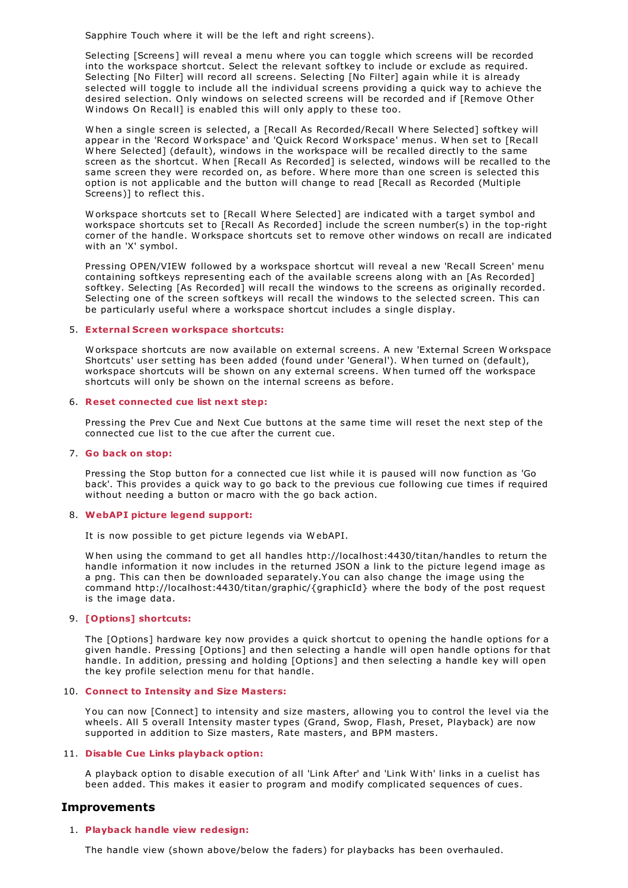Sapphire Touch where it will be the left and right screens).

Selecting [Screens] will reveal a menu where you can toggle which screens will be recorded into the workspace shortcut. Select the relevant softkey to include or exclude as required. Selecting [No Filter] will record all screens. Selecting [No Filter] again while it is already selected will toggle to include all the individual screens providing a quick way to achieve the desired selection. Only windows on selected screens will be recorded and if [Remove Other Windows On Recall] is enabled this will only apply to these too.

When a single screen is selected, a [Recall As Recorded/Recall Where Selected] softkey will appear in the 'Record Workspace' and 'Quick Record Workspace' menus. When set to [Recall Where Selected] (default), windows in the workspace will be recalled directly to the same screen as the shortcut. When [Recall As Recorded] is selected, windows will be recalled to the same screen they were recorded on, as before. Where more than one screen is selected this option is not applicable and the button will change to read [Recall as Recorded (Multiple Screens)] to reflect this.

Workspace shortcuts set to [Recall Where Selected] are indicated with a target symbol and workspace shortcuts set to [Recall As Recorded] include the screen number(s) in the top-right corner of the handle. Workspace shortcuts set to remove other windows on recall are indicated with an 'X' symbol.

Pressing OPEN/VIEW followed by a workspace shortcut will reveal a new 'Recall Screen' menu containing softkeys representing each of the available screens along with an [As Recorded] softkey. Selecting [As Recorded] will recall the windows to the screens as originally recorded. Selecting one of the screen softkeys will recall the windows to the selected screen. This can be particularly useful where a workspace shortcut includes a single display.

5. **External Screen workspace shortcuts:**

   Workspace shortcuts are now available on external screens. A new 'External Screen Workspace Shortcuts' user setting has been added (found under 'General'). When turned on (default), workspace shortcuts will be shown on any external screens. When turned off the workspace shortcuts will only be shown on the internal screens as before.

6. **Reset connected cue list next step:**

   Pressing the Prev Cue and Next Cue buttons at the same time will reset the next step of the connected cue list to the cue after the current cue.

7. **Go back on stop:**

   Pressing the Stop button for a connected cue list while it is paused will now function as 'Go back'. This provides a quick way to go back to the previous cue following cue times if required without needing a button or macro with the go back action.

8. **WebAPI picture legend support:**

   It is now possible to get picture legends via WebAPI.

   When using the command to get all handles http://localhost:4430/titan/handles to return the handle information it now includes in the returned JSON a link to the picture legend image as a png. This can then be downloaded separately.You can also change the image using the command http://localhost:4430/titan/graphic/{graphicId} where the body of the post request is the image data.

9. **[Options] shortcuts:**

   The [Options] hardware key now provides a quick shortcut to opening the handle options for a given handle. Pressing [Options] and then selecting a handle will open handle options for that handle. In addition, pressing and holding [Options] and then selecting a handle key will open the key profile selection menu for that handle.

10. **Connect to Intensity and Size Masters:**

    You can now [Connect] to intensity and size masters, allowing you to control the level via the wheels. All 5 overall Intensity master types (Grand, Swop, Flash, Preset, Playback) are now supported in addition to Size masters, Rate masters, and BPM masters.

11. **Disable Cue Links playback option:**

    A playback option to disable execution of all 'Link After' and 'Link With' links in a cuelist has been added. This makes it easier to program and modify complicated sequences of cues.

## Improvements

1. **Playback handle view redesign:**

   The handle view (shown above/below the faders) for playbacks has been overhauled.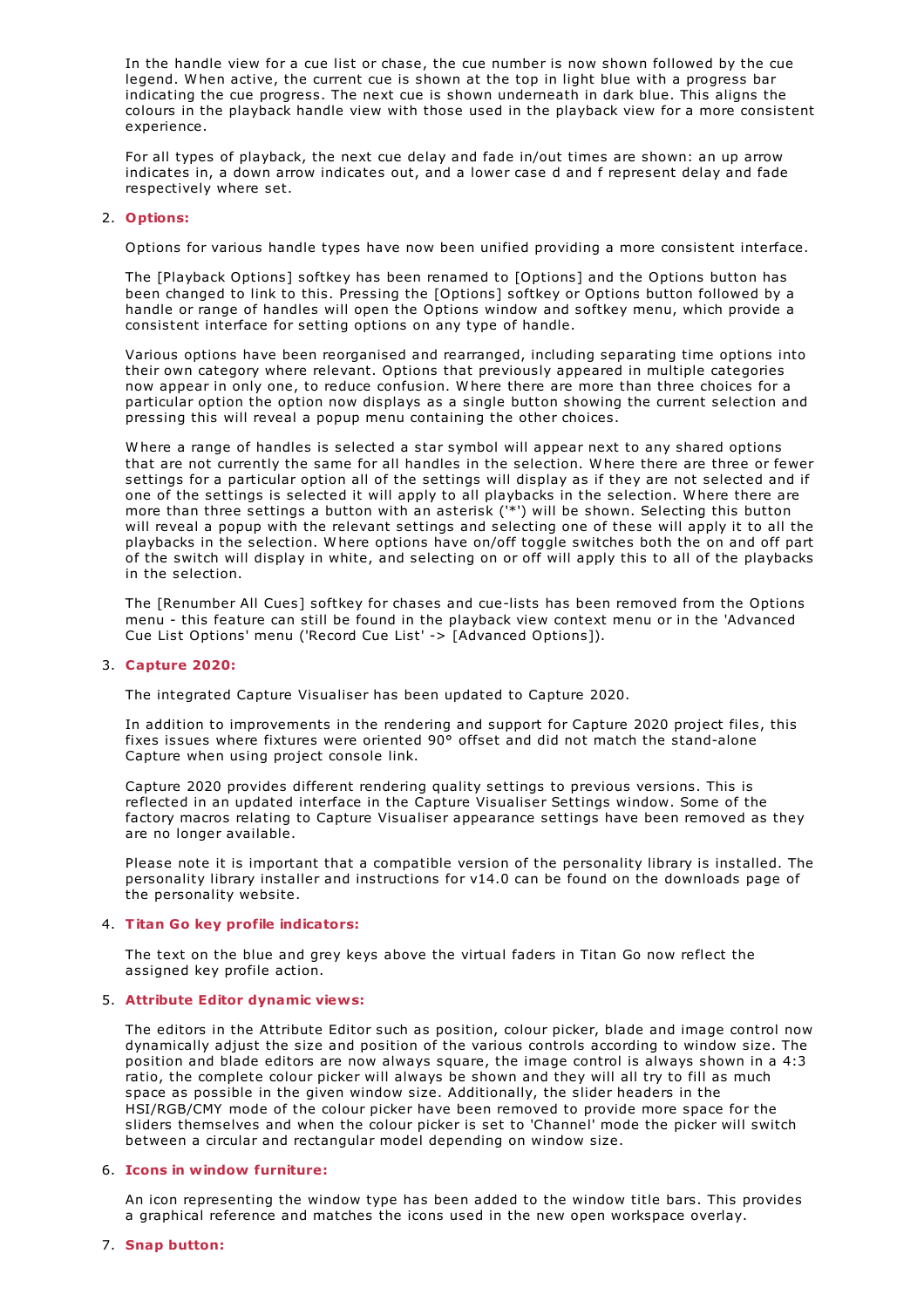In the handle view for a cue list or chase, the cue number is now shown followed by the cue legend. When active, the current cue is shown at the top in light blue with a progress bar indicating the cue progress. The next cue is shown underneath in dark blue. This aligns the colours in the playback handle view with those used in the playback view for a more consistent experience.

For all types of playback, the next cue delay and fade in/out times are shown: an up arrow indicates in, a down arrow indicates out, and a lower case d and f represent delay and fade respectively where set.

2. **Options:**

   Options for various handle types have now been unified providing a more consistent interface.

   The [Playback Options] softkey has been renamed to [Options] and the Options button has been changed to link to this. Pressing the [Options] softkey or Options button followed by a handle or range of handles will open the Options window and softkey menu, which provide a consistent interface for setting options on any type of handle.

   Various options have been reorganised and rearranged, including separating time options into their own category where relevant. Options that previously appeared in multiple categories now appear in only one, to reduce confusion. Where there are more than three choices for a particular option the option now displays as a single button showing the current selection and pressing this will reveal a popup menu containing the other choices.

   Where a range of handles is selected a star symbol will appear next to any shared options that are not currently the same for all handles in the selection. Where there are three or fewer settings for a particular option all of the settings will display as if they are not selected and if one of the settings is selected it will apply to all playbacks in the selection. Where there are more than three settings a button with an asterisk ('*') will be shown. Selecting this button will reveal a popup with the relevant settings and selecting one of these will apply it to all the playbacks in the selection. Where options have on/off toggle switches both the on and off part of the switch will display in white, and selecting on or off will apply this to all of the playbacks in the selection.

   The [Renumber All Cues] softkey for chases and cue-lists has been removed from the Options menu - this feature can still be found in the playback view context menu or in the 'Advanced Cue List Options' menu ('Record Cue List' -> [Advanced Options]).

3. **Capture 2020:**

   The integrated Capture Visualiser has been updated to Capture 2020.

   In addition to improvements in the rendering and support for Capture 2020 project files, this fixes issues where fixtures were oriented 90° offset and did not match the stand-alone Capture when using project console link.

   Capture 2020 provides different rendering quality settings to previous versions. This is reflected in an updated interface in the Capture Visualiser Settings window. Some of the factory macros relating to Capture Visualiser appearance settings have been removed as they are no longer available.

   Please note it is important that a compatible version of the personality library is installed. The personality library installer and instructions for v14.0 can be found on the downloads page of the personality website.

4. **Titan Go key profile indicators:**

   The text on the blue and grey keys above the virtual faders in Titan Go now reflect the assigned key profile action.

5. **Attribute Editor dynamic views:**

   The editors in the Attribute Editor such as position, colour picker, blade and image control now dynamically adjust the size and position of the various controls according to window size. The position and blade editors are now always square, the image control is always shown in a 4:3 ratio, the complete colour picker will always be shown and they will all try to fill as much space as possible in the given window size. Additionally, the slider headers in the HSI/RGB/CMY mode of the colour picker have been removed to provide more space for the sliders themselves and when the colour picker is set to 'Channel' mode the picker will switch between a circular and rectangular model depending on window size.

6. **Icons in window furniture:**

   An icon representing the window type has been added to the window title bars. This provides a graphical reference and matches the icons used in the new open workspace overlay.

7. **Snap button:**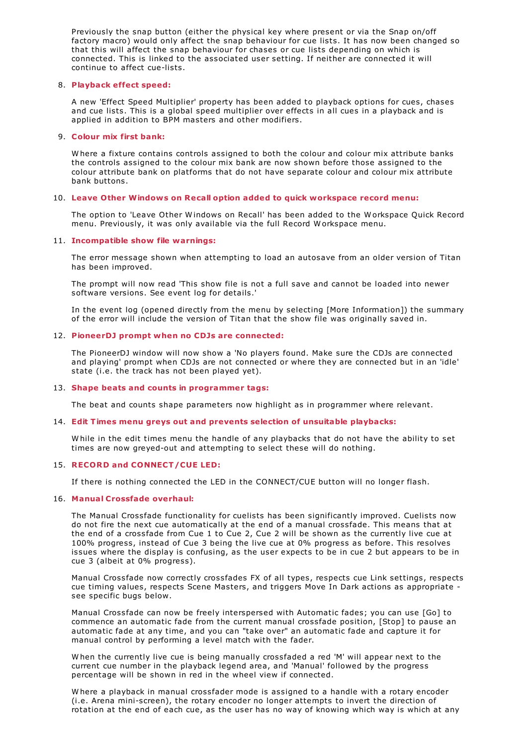Previously the snap button (either the physical key where present or via the Snap on/off factory macro) would only affect the snap behaviour for cue lists. It has now been changed so that this will affect the snap behaviour for chases or cue lists depending on which is connected. This is linked to the associated user setting. If neither are connected it will continue to affect cue-lists.

8. **Playback effect speed:**

   A new 'Effect Speed Multiplier' property has been added to playback options for cues, chases and cue lists. This is a global speed multiplier over effects in all cues in a playback and is applied in addition to BPM masters and other modifiers.

9. **Colour mix first bank:**

   Where a fixture contains controls assigned to both the colour and colour mix attribute banks the controls assigned to the colour mix bank are now shown before those assigned to the colour attribute bank on platforms that do not have separate colour and colour mix attribute bank buttons.

10. **Leave Other Windows on Recall option added to quick workspace record menu:**

    The option to 'Leave Other Windows on Recall' has been added to the Workspace Quick Record menu. Previously, it was only available via the full Record Workspace menu.

11. **Incompatible show file warnings:**

    The error message shown when attempting to load an autosave from an older version of Titan has been improved.

    The prompt will now read 'This show file is not a full save and cannot be loaded into newer software versions. See event log for details.'

    In the event log (opened directly from the menu by selecting [More Information]) the summary of the error will include the version of Titan that the show file was originally saved in.

12. **PioneerDJ prompt when no CDJs are connected:**

    The PioneerDJ window will now show a 'No players found. Make sure the CDJs are connected and playing' prompt when CDJs are not connected or where they are connected but in an 'idle' state (i.e. the track has not been played yet).

13. **Shape beats and counts in programmer tags:**

    The beat and counts shape parameters now highlight as in programmer where relevant.

14. **Edit Times menu greys out and prevents selection of unsuitable playbacks:**

    While in the edit times menu the handle of any playbacks that do not have the ability to set times are now greyed-out and attempting to select these will do nothing.

15. **RECORD and CONNECT/CUE LED:**

    If there is nothing connected the LED in the CONNECT/CUE button will no longer flash.

16. **Manual Crossfade overhaul:**

    The Manual Crossfade functionality for cuelists has been significantly improved. Cuelists now do not fire the next cue automatically at the end of a manual crossfade. This means that at the end of a crossfade from Cue 1 to Cue 2, Cue 2 will be shown as the currently live cue at 100% progress, instead of Cue 3 being the live cue at 0% progress as before. This resolves issues where the display is confusing, as the user expects to be in cue 2 but appears to be in cue 3 (albeit at 0% progress).

    Manual Crossfade now correctly crossfades FX of all types, respects cue Link settings, respects cue timing values, respects Scene Masters, and triggers Move In Dark actions as appropriate - see specific bugs below.

    Manual Crossfade can now be freely interspersed with Automatic fades; you can use [Go] to commence an automatic fade from the current manual crossfade position, [Stop] to pause an automatic fade at any time, and you can "take over" an automatic fade and capture it for manual control by performing a level match with the fader.

    When the currently live cue is being manually crossfaded a red 'M' will appear next to the current cue number in the playback legend area, and 'Manual' followed by the progress percentage will be shown in red in the wheel view if connected.

    Where a playback in manual crossfader mode is assigned to a handle with a rotary encoder (i.e. Arena mini-screen), the rotary encoder no longer attempts to invert the direction of rotation at the end of each cue, as the user has no way of knowing which way is which at any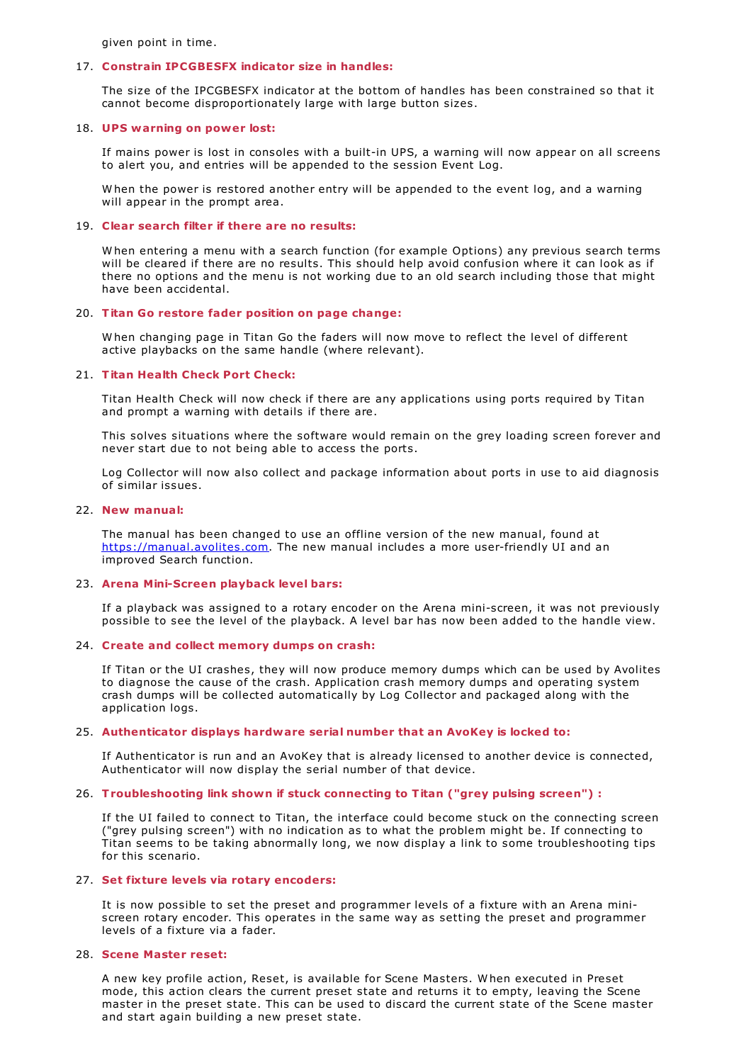given point in time.

17. **Constrain IPCGBESFX indicator size in handles:**

    The size of the IPCGBESFX indicator at the bottom of handles has been constrained so that it cannot become disproportionately large with large button sizes.

18. **UPS warning on power lost:**

    If mains power is lost in consoles with a built-in UPS, a warning will now appear on all screens to alert you, and entries will be appended to the session Event Log.

    When the power is restored another entry will be appended to the event log, and a warning will appear in the prompt area.

19. **Clear search filter if there are no results:**

    When entering a menu with a search function (for example Options) any previous search terms will be cleared if there are no results. This should help avoid confusion where it can look as if there no options and the menu is not working due to an old search including those that might have been accidental.

20. **Titan Go restore fader position on page change:**

    When changing page in Titan Go the faders will now move to reflect the level of different active playbacks on the same handle (where relevant).

21. **Titan Health Check Port Check:**

    Titan Health Check will now check if there are any applications using ports required by Titan and prompt a warning with details if there are.

    This solves situations where the software would remain on the grey loading screen forever and never start due to not being able to access the ports.

    Log Collector will now also collect and package information about ports in use to aid diagnosis of similar issues.

22. **New manual:**

    The manual has been changed to use an offline version of the new manual, found at [https://manual.avolites.com](https://manual.avolites.com). The new manual includes a more user-friendly UI and an improved Search function.

23. **Arena Mini-Screen playback level bars:**

    If a playback was assigned to a rotary encoder on the Arena mini-screen, it was not previously possible to see the level of the playback. A level bar has now been added to the handle view.

24. **Create and collect memory dumps on crash:**

    If Titan or the UI crashes, they will now produce memory dumps which can be used by Avolites to diagnose the cause of the crash. Application crash memory dumps and operating system crash dumps will be collected automatically by Log Collector and packaged along with the application logs.

25. **Authenticator displays hardware serial number that an AvoKey is locked to:**

    If Authenticator is run and an AvoKey that is already licensed to another device is connected, Authenticator will now display the serial number of that device.

26. **Troubleshooting link shown if stuck connecting to Titan ("grey pulsing screen") :**

    If the UI failed to connect to Titan, the interface could become stuck on the connecting screen ("grey pulsing screen") with no indication as to what the problem might be. If connecting to Titan seems to be taking abnormally long, we now display a link to some troubleshooting tips for this scenario.

27. **Set fixture levels via rotary encoders:**

    It is now possible to set the preset and programmer levels of a fixture with an Arena mini-screen rotary encoder. This operates in the same way as setting the preset and programmer levels of a fixture via a fader.

28. **Scene Master reset:**

    A new key profile action, Reset, is available for Scene Masters. When executed in Preset mode, this action clears the current preset state and returns it to empty, leaving the Scene master in the preset state. This can be used to discard the current state of the Scene master and start again building a new preset state.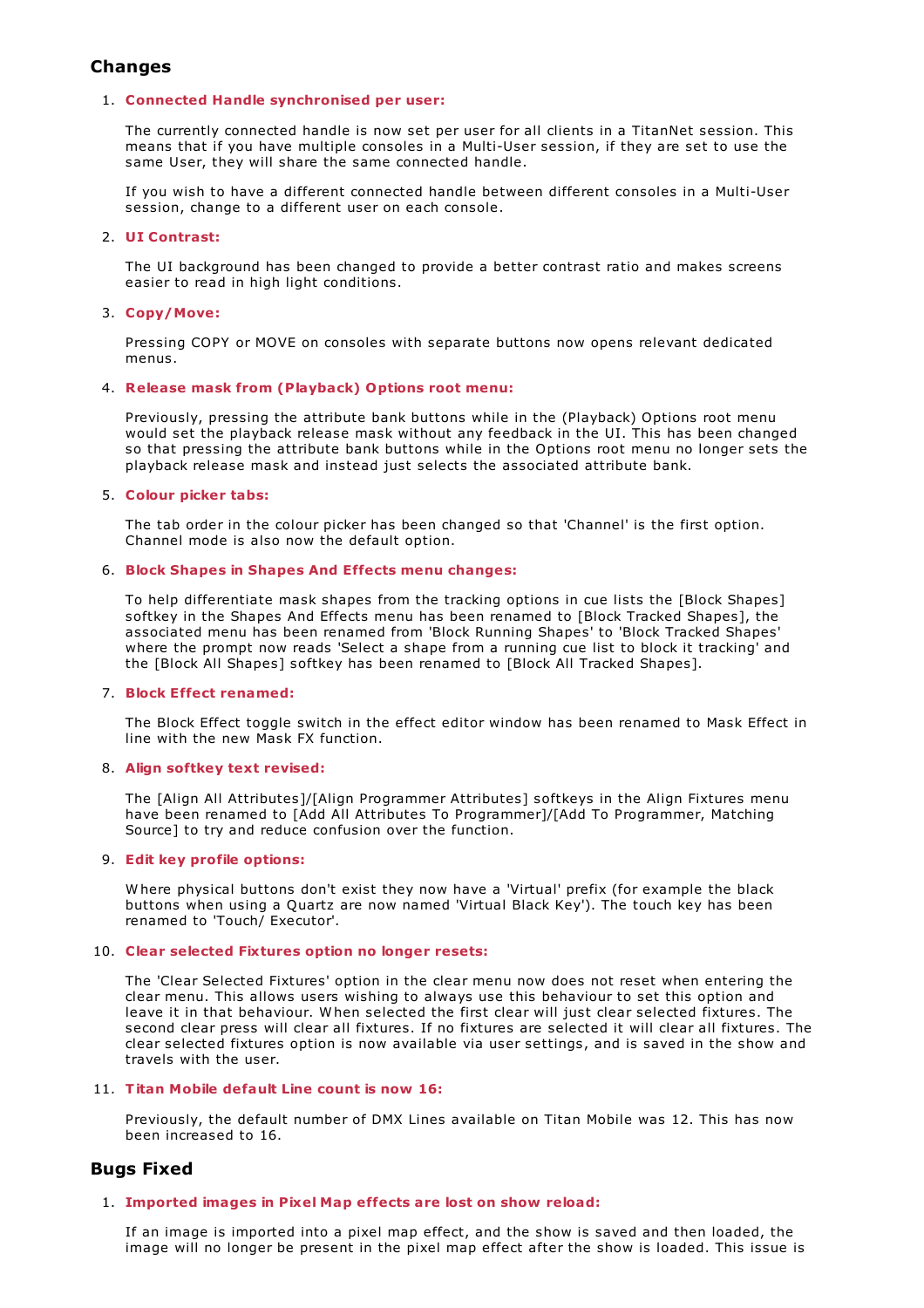## Changes

1. **Connected Handle synchronised per user:**

   The currently connected handle is now set per user for all clients in a TitanNet session. This means that if you have multiple consoles in a Multi-User session, if they are set to use the same User, they will share the same connected handle.

   If you wish to have a different connected handle between different consoles in a Multi-User session, change to a different user on each console.

2. **UI Contrast:**

   The UI background has been changed to provide a better contrast ratio and makes screens easier to read in high light conditions.

3. **Copy/Move:**

   Pressing COPY or MOVE on consoles with separate buttons now opens relevant dedicated menus.

4. **Release mask from (Playback) Options root menu:**

   Previously, pressing the attribute bank buttons while in the (Playback) Options root menu would set the playback release mask without any feedback in the UI. This has been changed so that pressing the attribute bank buttons while in the Options root menu no longer sets the playback release mask and instead just selects the associated attribute bank.

5. **Colour picker tabs:**

   The tab order in the colour picker has been changed so that 'Channel' is the first option. Channel mode is also now the default option.

6. **Block Shapes in Shapes And Effects menu changes:**

   To help differentiate mask shapes from the tracking options in cue lists the [Block Shapes] softkey in the Shapes And Effects menu has been renamed to [Block Tracked Shapes], the associated menu has been renamed from 'Block Running Shapes' to 'Block Tracked Shapes' where the prompt now reads 'Select a shape from a running cue list to block it tracking' and the [Block All Shapes] softkey has been renamed to [Block All Tracked Shapes].

7. **Block Effect renamed:**

   The Block Effect toggle switch in the effect editor window has been renamed to Mask Effect in line with the new Mask FX function.

8. **Align softkey text revised:**

   The [Align All Attributes]/[Align Programmer Attributes] softkeys in the Align Fixtures menu have been renamed to [Add All Attributes To Programmer]/[Add To Programmer, Matching Source] to try and reduce confusion over the function.

9. **Edit key profile options:**

   Where physical buttons don't exist they now have a 'Virtual' prefix (for example the black buttons when using a Quartz are now named 'Virtual Black Key'). The touch key has been renamed to 'Touch/ Executor'.

10. **Clear selected Fixtures option no longer resets:**

    The 'Clear Selected Fixtures' option in the clear menu now does not reset when entering the clear menu. This allows users wishing to always use this behaviour to set this option and leave it in that behaviour. When selected the first clear will just clear selected fixtures. The second clear press will clear all fixtures. If no fixtures are selected it will clear all fixtures. The clear selected fixtures option is now available via user settings, and is saved in the show and travels with the user.

11. **Titan Mobile default Line count is now 16:**

    Previously, the default number of DMX Lines available on Titan Mobile was 12. This has now been increased to 16.

## Bugs Fixed

1. **Imported images in Pixel Map effects are lost on show reload:**

   If an image is imported into a pixel map effect, and the show is saved and then loaded, the image will no longer be present in the pixel map effect after the show is loaded. This issue is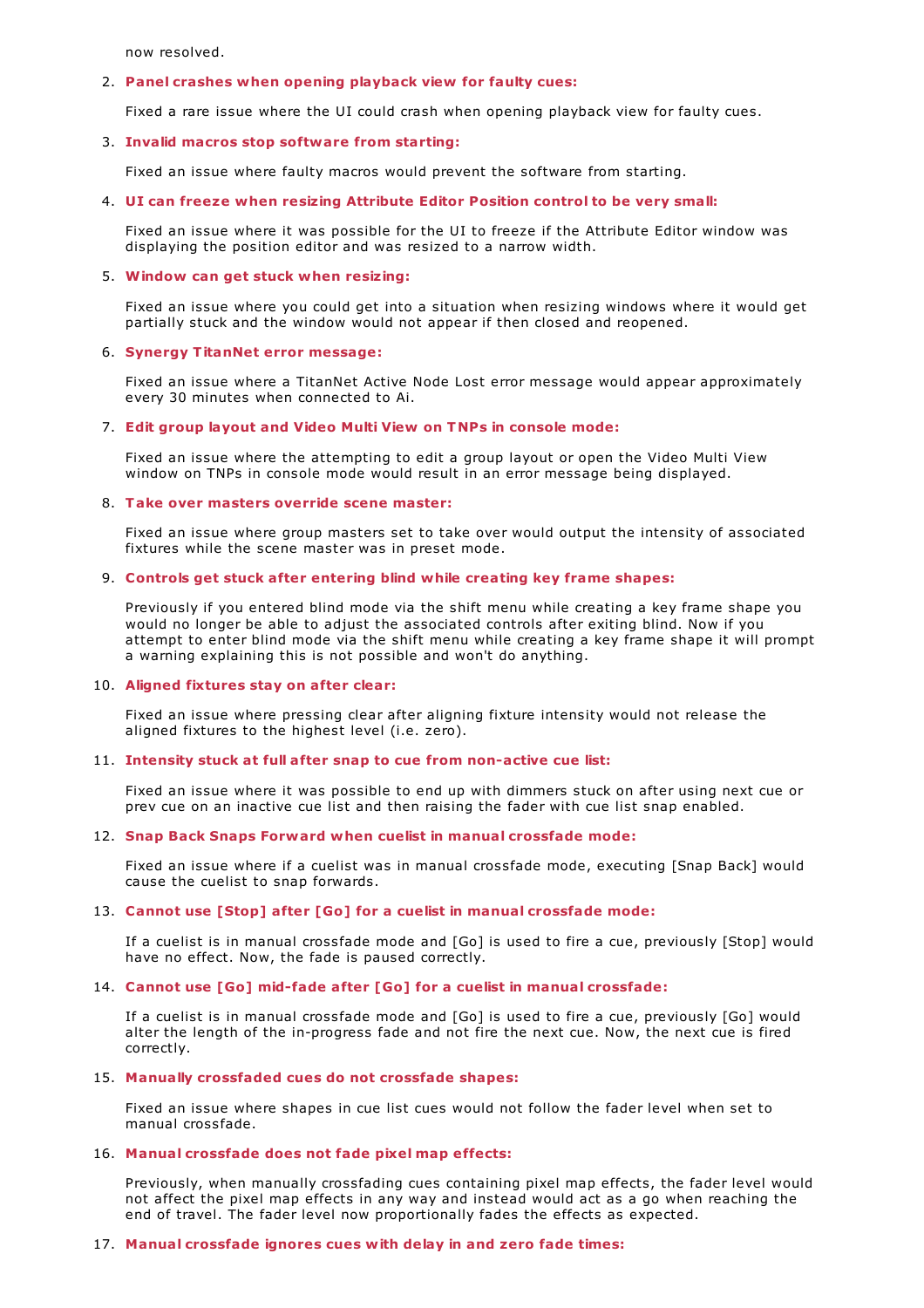now resolved.

2. **Panel crashes when opening playback view for faulty cues:**

   Fixed a rare issue where the UI could crash when opening playback view for faulty cues.

3. **Invalid macros stop software from starting:**

   Fixed an issue where faulty macros would prevent the software from starting.

4. **UI can freeze when resizing Attribute Editor Position control to be very small:**

   Fixed an issue where it was possible for the UI to freeze if the Attribute Editor window was displaying the position editor and was resized to a narrow width.

5. **Window can get stuck when resizing:**

   Fixed an issue where you could get into a situation when resizing windows where it would get partially stuck and the window would not appear if then closed and reopened.

6. **Synergy TitanNet error message:**

   Fixed an issue where a TitanNet Active Node Lost error message would appear approximately every 30 minutes when connected to Ai.

7. **Edit group layout and Video Multi View on TNPs in console mode:**

   Fixed an issue where the attempting to edit a group layout or open the Video Multi View window on TNPs in console mode would result in an error message being displayed.

8. **Take over masters override scene master:**

   Fixed an issue where group masters set to take over would output the intensity of associated fixtures while the scene master was in preset mode.

9. **Controls get stuck after entering blind while creating key frame shapes:**

   Previously if you entered blind mode via the shift menu while creating a key frame shape you would no longer be able to adjust the associated controls after exiting blind. Now if you attempt to enter blind mode via the shift menu while creating a key frame shape it will prompt a warning explaining this is not possible and won't do anything.

10. **Aligned fixtures stay on after clear:**

    Fixed an issue where pressing clear after aligning fixture intensity would not release the aligned fixtures to the highest level (i.e. zero).

11. **Intensity stuck at full after snap to cue from non-active cue list:**

    Fixed an issue where it was possible to end up with dimmers stuck on after using next cue or prev cue on an inactive cue list and then raising the fader with cue list snap enabled.

12. **Snap Back Snaps Forward when cuelist in manual crossfade mode:**

    Fixed an issue where if a cuelist was in manual crossfade mode, executing [Snap Back] would cause the cuelist to snap forwards.

13. **Cannot use [Stop] after [Go] for a cuelist in manual crossfade mode:**

    If a cuelist is in manual crossfade mode and [Go] is used to fire a cue, previously [Stop] would have no effect. Now, the fade is paused correctly.

14. **Cannot use [Go] mid-fade after [Go] for a cuelist in manual crossfade:**

    If a cuelist is in manual crossfade mode and [Go] is used to fire a cue, previously [Go] would alter the length of the in-progress fade and not fire the next cue. Now, the next cue is fired correctly.

15. **Manually crossfaded cues do not crossfade shapes:**

    Fixed an issue where shapes in cue list cues would not follow the fader level when set to manual crossfade.

16. **Manual crossfade does not fade pixel map effects:**

    Previously, when manually crossfading cues containing pixel map effects, the fader level would not affect the pixel map effects in any way and instead would act as a go when reaching the end of travel. The fader level now proportionally fades the effects as expected.

17. **Manual crossfade ignores cues with delay in and zero fade times:**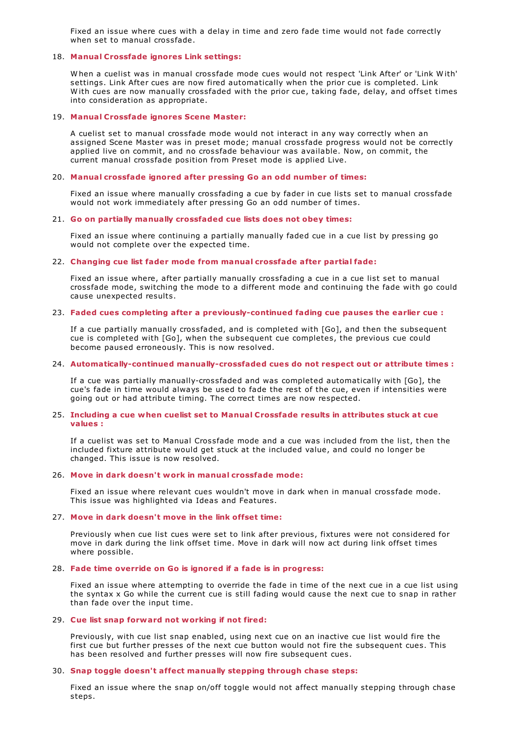Fixed an issue where cues with a delay in time and zero fade time would not fade correctly when set to manual crossfade.

18. **Manual Crossfade ignores Link settings:**

    When a cuelist was in manual crossfade mode cues would not respect 'Link After' or 'Link With' settings. Link After cues are now fired automatically when the prior cue is completed. Link With cues are now manually crossfaded with the prior cue, taking fade, delay, and offset times into consideration as appropriate.

19. **Manual Crossfade ignores Scene Master:**

    A cuelist set to manual crossfade mode would not interact in any way correctly when an assigned Scene Master was in preset mode; manual crossfade progress would not be correctly applied live on commit, and no crossfade behaviour was available. Now, on commit, the current manual crossfade position from Preset mode is applied Live.

20. **Manual crossfade ignored after pressing Go an odd number of times:**

    Fixed an issue where manually crossfading a cue by fader in cue lists set to manual crossfade would not work immediately after pressing Go an odd number of times.

21. **Go on partially manually crossfaded cue lists does not obey times:**

    Fixed an issue where continuing a partially manually faded cue in a cue list by pressing go would not complete over the expected time.

22. **Changing cue list fader mode from manual crossfade after partial fade:**

    Fixed an issue where, after partially manually crossfading a cue in a cue list set to manual crossfade mode, switching the mode to a different mode and continuing the fade with go could cause unexpected results.

23. **Faded cues completing after a previously-continued fading cue pauses the earlier cue :**

    If a cue partially manually crossfaded, and is completed with [Go], and then the subsequent cue is completed with [Go], when the subsequent cue completes, the previous cue could become paused erroneously. This is now resolved.

24. **Automatically-continued manually-crossfaded cues do not respect out or attribute times :**

    If a cue was partially manually-crossfaded and was completed automatically with [Go], the cue's fade in time would always be used to fade the rest of the cue, even if intensities were going out or had attribute timing. The correct times are now respected.

25. **Including a cue when cuelist set to Manual Crossfade results in attributes stuck at cue values :**

    If a cuelist was set to Manual Crossfade mode and a cue was included from the list, then the included fixture attribute would get stuck at the included value, and could no longer be changed. This issue is now resolved.

26. **Move in dark doesn't work in manual crossfade mode:**

    Fixed an issue where relevant cues wouldn't move in dark when in manual crossfade mode. This issue was highlighted via Ideas and Features.

27. **Move in dark doesn't move in the link offset time:**

    Previously when cue list cues were set to link after previous, fixtures were not considered for move in dark during the link offset time. Move in dark will now act during link offset times where possible.

28. **Fade time override on Go is ignored if a fade is in progress:**

    Fixed an issue where attempting to override the fade in time of the next cue in a cue list using the syntax x Go while the current cue is still fading would cause the next cue to snap in rather than fade over the input time.

29. **Cue list snap forward not working if not fired:**

    Previously, with cue list snap enabled, using next cue on an inactive cue list would fire the first cue but further presses of the next cue button would not fire the subsequent cues. This has been resolved and further presses will now fire subsequent cues.

30. **Snap toggle doesn't affect manually stepping through chase steps:**

    Fixed an issue where the snap on/off toggle would not affect manually stepping through chase steps.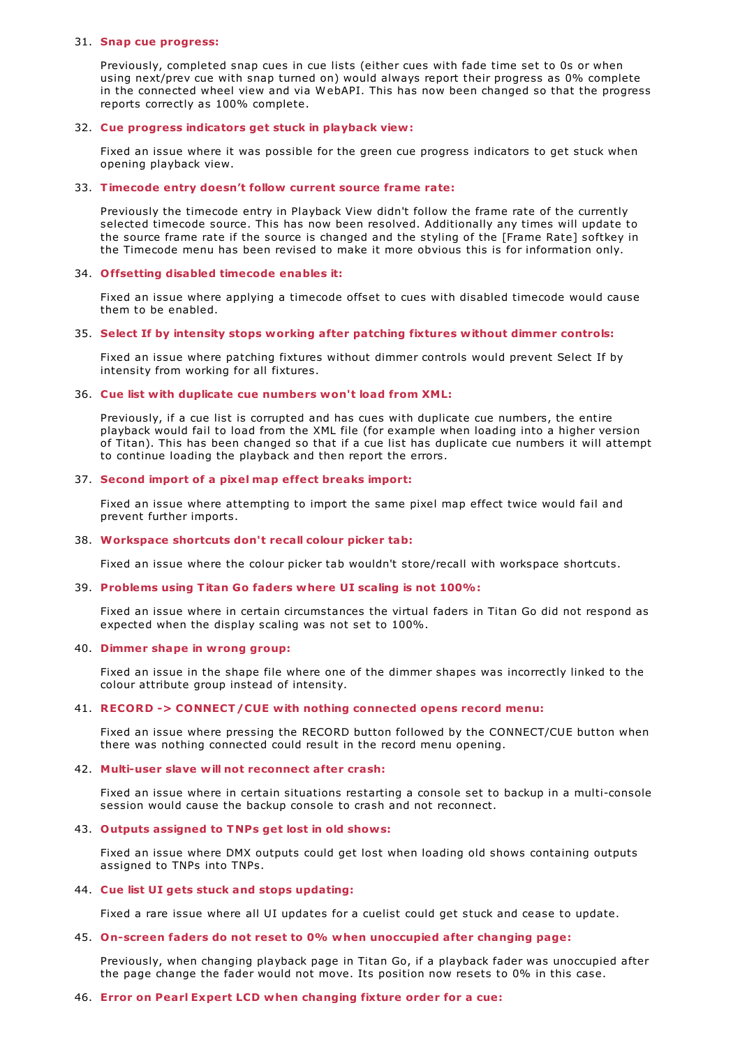31. **Snap cue progress:**

    Previously, completed snap cues in cue lists (either cues with fade time set to 0s or when using next/prev cue with snap turned on) would always report their progress as 0% complete in the connected wheel view and via WebAPI. This has now been changed so that the progress reports correctly as 100% complete.

32. **Cue progress indicators get stuck in playback view:**

    Fixed an issue where it was possible for the green cue progress indicators to get stuck when opening playback view.

33. **Timecode entry doesn't follow current source frame rate:**

    Previously the timecode entry in Playback View didn't follow the frame rate of the currently selected timecode source. This has now been resolved. Additionally any times will update to the source frame rate if the source is changed and the styling of the [Frame Rate] softkey in the Timecode menu has been revised to make it more obvious this is for information only.

34. **Offsetting disabled timecode enables it:**

    Fixed an issue where applying a timecode offset to cues with disabled timecode would cause them to be enabled.

35. **Select If by intensity stops working after patching fixtures without dimmer controls:**

    Fixed an issue where patching fixtures without dimmer controls would prevent Select If by intensity from working for all fixtures.

36. **Cue list with duplicate cue numbers won't load from XML:**

    Previously, if a cue list is corrupted and has cues with duplicate cue numbers, the entire playback would fail to load from the XML file (for example when loading into a higher version of Titan). This has been changed so that if a cue list has duplicate cue numbers it will attempt to continue loading the playback and then report the errors.

37. **Second import of a pixel map effect breaks import:**

    Fixed an issue where attempting to import the same pixel map effect twice would fail and prevent further imports.

38. **Workspace shortcuts don't recall colour picker tab:**

    Fixed an issue where the colour picker tab wouldn't store/recall with workspace shortcuts.

39. **Problems using Titan Go faders where UI scaling is not 100%:**

    Fixed an issue where in certain circumstances the virtual faders in Titan Go did not respond as expected when the display scaling was not set to 100%.

40. **Dimmer shape in wrong group:**

    Fixed an issue in the shape file where one of the dimmer shapes was incorrectly linked to the colour attribute group instead of intensity.

41. **RECORD -> CONNECT/CUE with nothing connected opens record menu:**

    Fixed an issue where pressing the RECORD button followed by the CONNECT/CUE button when there was nothing connected could result in the record menu opening.

42. **Multi-user slave will not reconnect after crash:**

    Fixed an issue where in certain situations restarting a console set to backup in a multi-console session would cause the backup console to crash and not reconnect.

43. **Outputs assigned to TNPs get lost in old shows:**

    Fixed an issue where DMX outputs could get lost when loading old shows containing outputs assigned to TNPs into TNPs.

44. **Cue list UI gets stuck and stops updating:**

    Fixed a rare issue where all UI updates for a cuelist could get stuck and cease to update.

45. **On-screen faders do not reset to 0% when unoccupied after changing page:**

    Previously, when changing playback page in Titan Go, if a playback fader was unoccupied after the page change the fader would not move. Its position now resets to 0% in this case.

46. **Error on Pearl Expert LCD when changing fixture order for a cue:**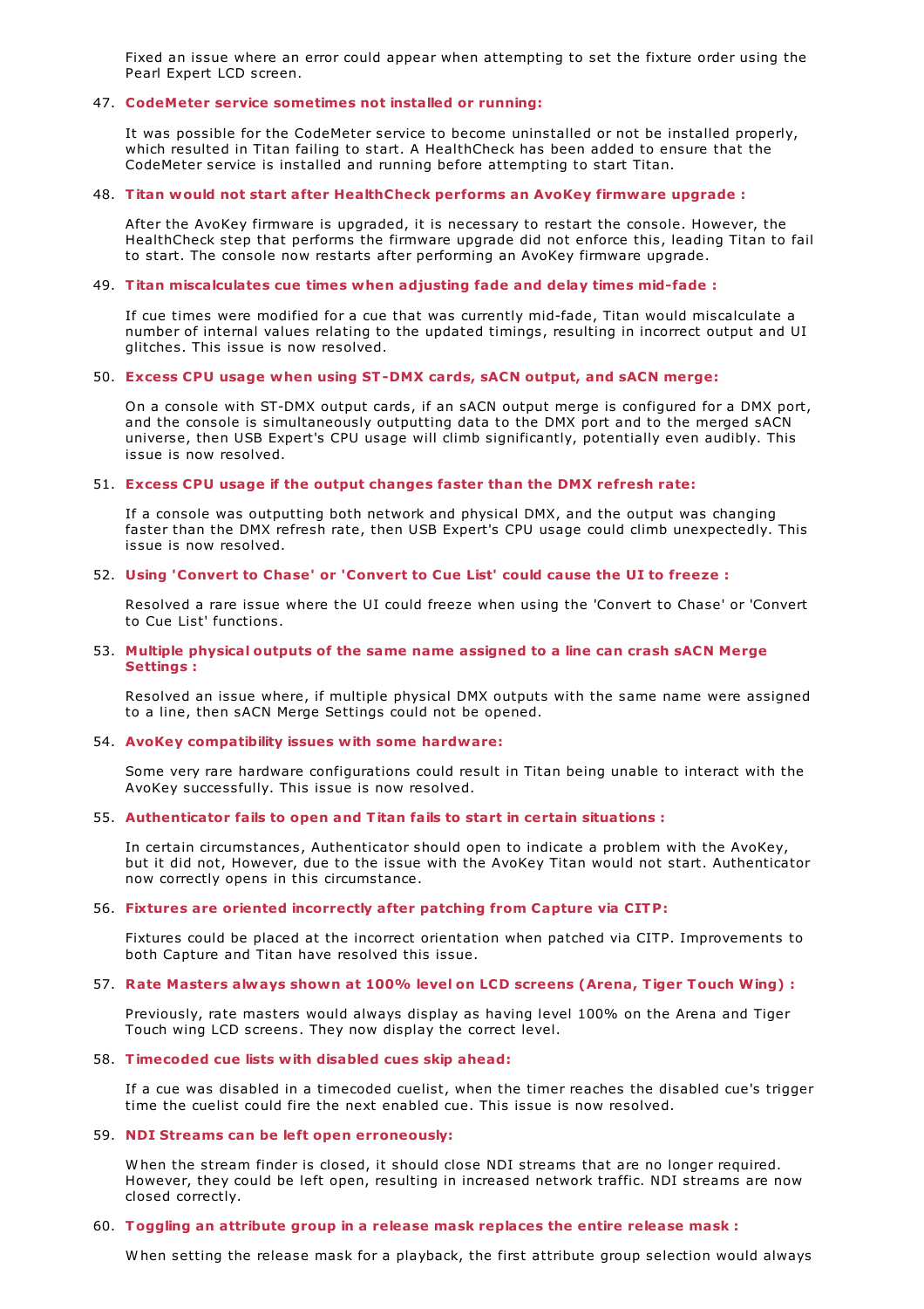Fixed an issue where an error could appear when attempting to set the fixture order using the Pearl Expert LCD screen.

47. **CodeMeter service sometimes not installed or running:**

    It was possible for the CodeMeter service to become uninstalled or not be installed properly, which resulted in Titan failing to start. A HealthCheck has been added to ensure that the CodeMeter service is installed and running before attempting to start Titan.

48. **Titan would not start after HealthCheck performs an AvoKey firmware upgrade :**

    After the AvoKey firmware is upgraded, it is necessary to restart the console. However, the HealthCheck step that performs the firmware upgrade did not enforce this, leading Titan to fail to start. The console now restarts after performing an AvoKey firmware upgrade.

49. **Titan miscalculates cue times when adjusting fade and delay times mid-fade :**

    If cue times were modified for a cue that was currently mid-fade, Titan would miscalculate a number of internal values relating to the updated timings, resulting in incorrect output and UI glitches. This issue is now resolved.

50. **Excess CPU usage when using ST-DMX cards, sACN output, and sACN merge:**

    On a console with ST-DMX output cards, if an sACN output merge is configured for a DMX port, and the console is simultaneously outputting data to the DMX port and to the merged sACN universe, then USB Expert's CPU usage will climb significantly, potentially even audibly. This issue is now resolved.

51. **Excess CPU usage if the output changes faster than the DMX refresh rate:**

    If a console was outputting both network and physical DMX, and the output was changing faster than the DMX refresh rate, then USB Expert's CPU usage could climb unexpectedly. This issue is now resolved.

52. **Using 'Convert to Chase' or 'Convert to Cue List' could cause the UI to freeze :**

    Resolved a rare issue where the UI could freeze when using the 'Convert to Chase' or 'Convert to Cue List' functions.

53. **Multiple physical outputs of the same name assigned to a line can crash sACN Merge Settings :**

    Resolved an issue where, if multiple physical DMX outputs with the same name were assigned to a line, then sACN Merge Settings could not be opened.

54. **AvoKey compatibility issues with some hardware:**

    Some very rare hardware configurations could result in Titan being unable to interact with the AvoKey successfully. This issue is now resolved.

55. **Authenticator fails to open and Titan fails to start in certain situations :**

    In certain circumstances, Authenticator should open to indicate a problem with the AvoKey, but it did not, However, due to the issue with the AvoKey Titan would not start. Authenticator now correctly opens in this circumstance.

56. **Fixtures are oriented incorrectly after patching from Capture via CITP:**

    Fixtures could be placed at the incorrect orientation when patched via CITP. Improvements to both Capture and Titan have resolved this issue.

57. **Rate Masters always shown at 100% level on LCD screens (Arena, Tiger Touch Wing) :**

    Previously, rate masters would always display as having level 100% on the Arena and Tiger Touch wing LCD screens. They now display the correct level.

58. **Timecoded cue lists with disabled cues skip ahead:**

    If a cue was disabled in a timecoded cuelist, when the timer reaches the disabled cue's trigger time the cuelist could fire the next enabled cue. This issue is now resolved.

59. **NDI Streams can be left open erroneously:**

    When the stream finder is closed, it should close NDI streams that are no longer required. However, they could be left open, resulting in increased network traffic. NDI streams are now closed correctly.

60. **Toggling an attribute group in a release mask replaces the entire release mask :**

    When setting the release mask for a playback, the first attribute group selection would always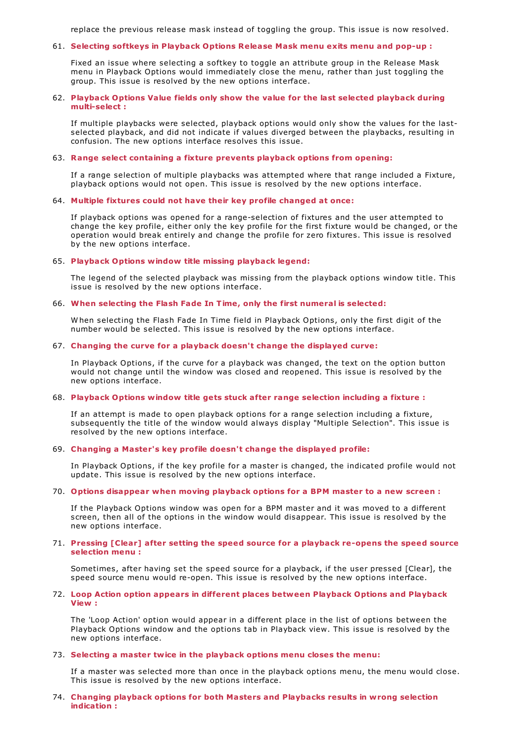replace the previous release mask instead of toggling the group. This issue is now resolved.

61. **Selecting softkeys in Playback Options Release Mask menu exits menu and pop-up :**

    Fixed an issue where selecting a softkey to toggle an attribute group in the Release Mask menu in Playback Options would immediately close the menu, rather than just toggling the group. This issue is resolved by the new options interface.

62. **Playback Options Value fields only show the value for the last selected playback during multi-select :**

    If multiple playbacks were selected, playback options would only show the values for the last-selected playback, and did not indicate if values diverged between the playbacks, resulting in confusion. The new options interface resolves this issue.

63. **Range select containing a fixture prevents playback options from opening:**

    If a range selection of multiple playbacks was attempted where that range included a Fixture, playback options would not open. This issue is resolved by the new options interface.

64. **Multiple fixtures could not have their key profile changed at once:**

    If playback options was opened for a range-selection of fixtures and the user attempted to change the key profile, either only the key profile for the first fixture would be changed, or the operation would break entirely and change the profile for zero fixtures. This issue is resolved by the new options interface.

65. **Playback Options window title missing playback legend:**

    The legend of the selected playback was missing from the playback options window title. This issue is resolved by the new options interface.

66. **When selecting the Flash Fade In Time, only the first numeral is selected:**

    When selecting the Flash Fade In Time field in Playback Options, only the first digit of the number would be selected. This issue is resolved by the new options interface.

67. **Changing the curve for a playback doesn't change the displayed curve:**

    In Playback Options, if the curve for a playback was changed, the text on the option button would not change until the window was closed and reopened. This issue is resolved by the new options interface.

68. **Playback Options window title gets stuck after range selection including a fixture :**

    If an attempt is made to open playback options for a range selection including a fixture, subsequently the title of the window would always display "Multiple Selection". This issue is resolved by the new options interface.

69. **Changing a Master's key profile doesn't change the displayed profile:**

    In Playback Options, if the key profile for a master is changed, the indicated profile would not update. This issue is resolved by the new options interface.

70. **Options disappear when moving playback options for a BPM master to a new screen :**

    If the Playback Options window was open for a BPM master and it was moved to a different screen, then all of the options in the window would disappear. This issue is resolved by the new options interface.

71. **Pressing [Clear] after setting the speed source for a playback re-opens the speed source selection menu :**

    Sometimes, after having set the speed source for a playback, if the user pressed [Clear], the speed source menu would re-open. This issue is resolved by the new options interface.

72. **Loop Action option appears in different places between Playback Options and Playback View :**

    The 'Loop Action' option would appear in a different place in the list of options between the Playback Options window and the options tab in Playback view. This issue is resolved by the new options interface.

73. **Selecting a master twice in the playback options menu closes the menu:**

    If a master was selected more than once in the playback options menu, the menu would close. This issue is resolved by the new options interface.

74. **Changing playback options for both Masters and Playbacks results in wrong selection indication :**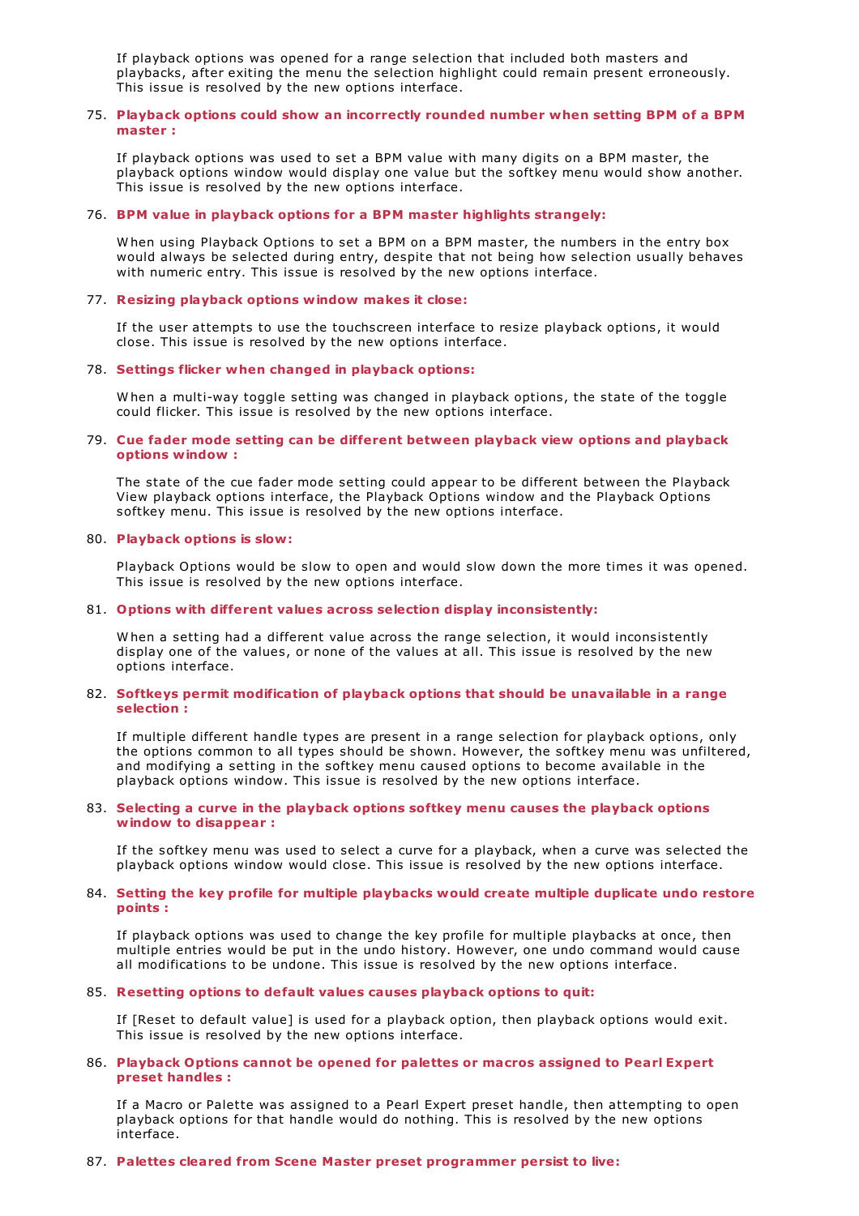If playback options was opened for a range selection that included both masters and playbacks, after exiting the menu the selection highlight could remain present erroneously. This issue is resolved by the new options interface.

75. **Playback options could show an incorrectly rounded number when setting BPM of a BPM master :**

    If playback options was used to set a BPM value with many digits on a BPM master, the playback options window would display one value but the softkey menu would show another. This issue is resolved by the new options interface.

76. **BPM value in playback options for a BPM master highlights strangely:**

    When using Playback Options to set a BPM on a BPM master, the numbers in the entry box would always be selected during entry, despite that not being how selection usually behaves with numeric entry. This issue is resolved by the new options interface.

77. **Resizing playback options window makes it close:**

    If the user attempts to use the touchscreen interface to resize playback options, it would close. This issue is resolved by the new options interface.

78. **Settings flicker when changed in playback options:**

    When a multi-way toggle setting was changed in playback options, the state of the toggle could flicker. This issue is resolved by the new options interface.

79. **Cue fader mode setting can be different between playback view options and playback options window :**

    The state of the cue fader mode setting could appear to be different between the Playback View playback options interface, the Playback Options window and the Playback Options softkey menu. This issue is resolved by the new options interface.

80. **Playback options is slow:**

    Playback Options would be slow to open and would slow down the more times it was opened. This issue is resolved by the new options interface.

81. **Options with different values across selection display inconsistently:**

    When a setting had a different value across the range selection, it would inconsistently display one of the values, or none of the values at all. This issue is resolved by the new options interface.

82. **Softkeys permit modification of playback options that should be unavailable in a range selection :**

    If multiple different handle types are present in a range selection for playback options, only the options common to all types should be shown. However, the softkey menu was unfiltered, and modifying a setting in the softkey menu caused options to become available in the playback options window. This issue is resolved by the new options interface.

83. **Selecting a curve in the playback options softkey menu causes the playback options window to disappear :**

    If the softkey menu was used to select a curve for a playback, when a curve was selected the playback options window would close. This issue is resolved by the new options interface.

84. **Setting the key profile for multiple playbacks would create multiple duplicate undo restore points :**

    If playback options was used to change the key profile for multiple playbacks at once, then multiple entries would be put in the undo history. However, one undo command would cause all modifications to be undone. This issue is resolved by the new options interface.

85. **Resetting options to default values causes playback options to quit:**

    If [Reset to default value] is used for a playback option, then playback options would exit. This issue is resolved by the new options interface.

86. **Playback Options cannot be opened for palettes or macros assigned to Pearl Expert preset handles :**

    If a Macro or Palette was assigned to a Pearl Expert preset handle, then attempting to open playback options for that handle would do nothing. This is resolved by the new options interface.

87. **Palettes cleared from Scene Master preset programmer persist to live:**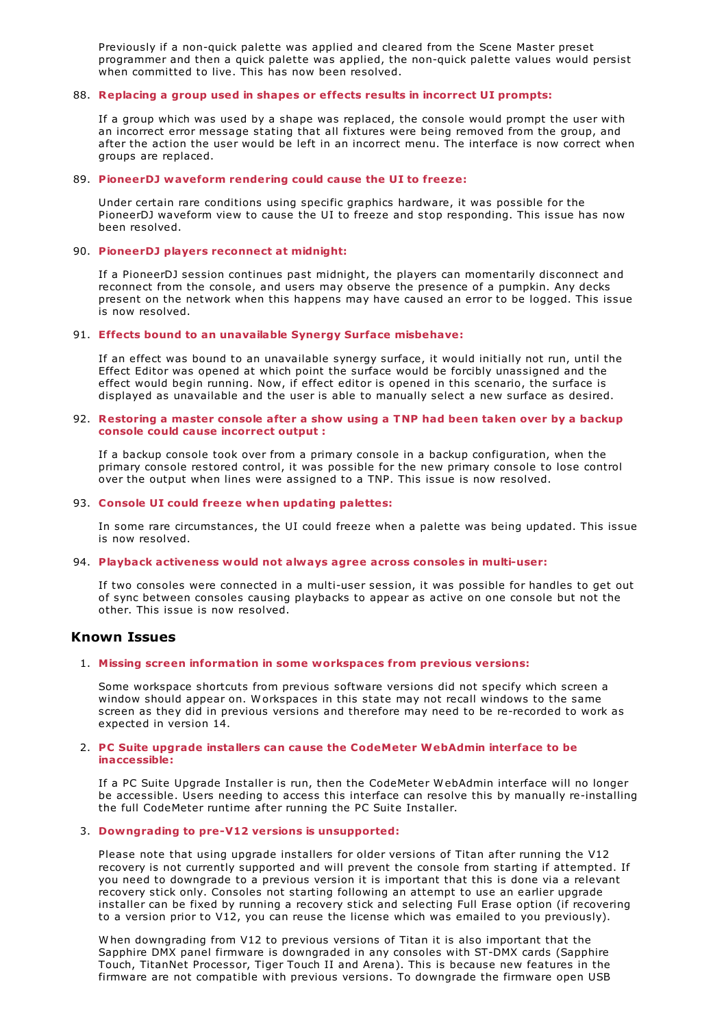Previously if a non-quick palette was applied and cleared from the Scene Master preset programmer and then a quick palette was applied, the non-quick palette values would persist when committed to live. This has now been resolved.

88. **Replacing a group used in shapes or effects results in incorrect UI prompts:**

    If a group which was used by a shape was replaced, the console would prompt the user with an incorrect error message stating that all fixtures were being removed from the group, and after the action the user would be left in an incorrect menu. The interface is now correct when groups are replaced.

89. **PioneerDJ waveform rendering could cause the UI to freeze:**

    Under certain rare conditions using specific graphics hardware, it was possible for the PioneerDJ waveform view to cause the UI to freeze and stop responding. This issue has now been resolved.

90. **PioneerDJ players reconnect at midnight:**

    If a PioneerDJ session continues past midnight, the players can momentarily disconnect and reconnect from the console, and users may observe the presence of a pumpkin. Any decks present on the network when this happens may have caused an error to be logged. This issue is now resolved.

91. **Effects bound to an unavailable Synergy Surface misbehave:**

    If an effect was bound to an unavailable synergy surface, it would initially not run, until the Effect Editor was opened at which point the surface would be forcibly unassigned and the effect would begin running. Now, if effect editor is opened in this scenario, the surface is displayed as unavailable and the user is able to manually select a new surface as desired.

92. **Restoring a master console after a show using a TNP had been taken over by a backup console could cause incorrect output :**

    If a backup console took over from a primary console in a backup configuration, when the primary console restored control, it was possible for the new primary console to lose control over the output when lines were assigned to a TNP. This issue is now resolved.

93. **Console UI could freeze when updating palettes:**

    In some rare circumstances, the UI could freeze when a palette was being updated. This issue is now resolved.

94. **Playback activeness would not always agree across consoles in multi-user:**

    If two consoles were connected in a multi-user session, it was possible for handles to get out of sync between consoles causing playbacks to appear as active on one console but not the other. This issue is now resolved.

### Known Issues

1. **Missing screen information in some workspaces from previous versions:**

   Some workspace shortcuts from previous software versions did not specify which screen a window should appear on. Workspaces in this state may not recall windows to the same screen as they did in previous versions and therefore may need to be re-recorded to work as expected in version 14.

2. **PC Suite upgrade installers can cause the CodeMeter WebAdmin interface to be inaccessible:**

   If a PC Suite Upgrade Installer is run, then the CodeMeter WebAdmin interface will no longer be accessible. Users needing to access this interface can resolve this by manually re-installing the full CodeMeter runtime after running the PC Suite Installer.

3. **Downgrading to pre-V12 versions is unsupported:**

   Please note that using upgrade installers for older versions of Titan after running the V12 recovery is not currently supported and will prevent the console from starting if attempted. If you need to downgrade to a previous version it is important that this is done via a relevant recovery stick only. Consoles not starting following an attempt to use an earlier upgrade installer can be fixed by running a recovery stick and selecting Full Erase option (if recovering to a version prior to V12, you can reuse the license which was emailed to you previously).

   When downgrading from V12 to previous versions of Titan it is also important that the Sapphire DMX panel firmware is downgraded in any consoles with ST-DMX cards (Sapphire Touch, TitanNet Processor, Tiger Touch II and Arena). This is because new features in the firmware are not compatible with previous versions. To downgrade the firmware open USB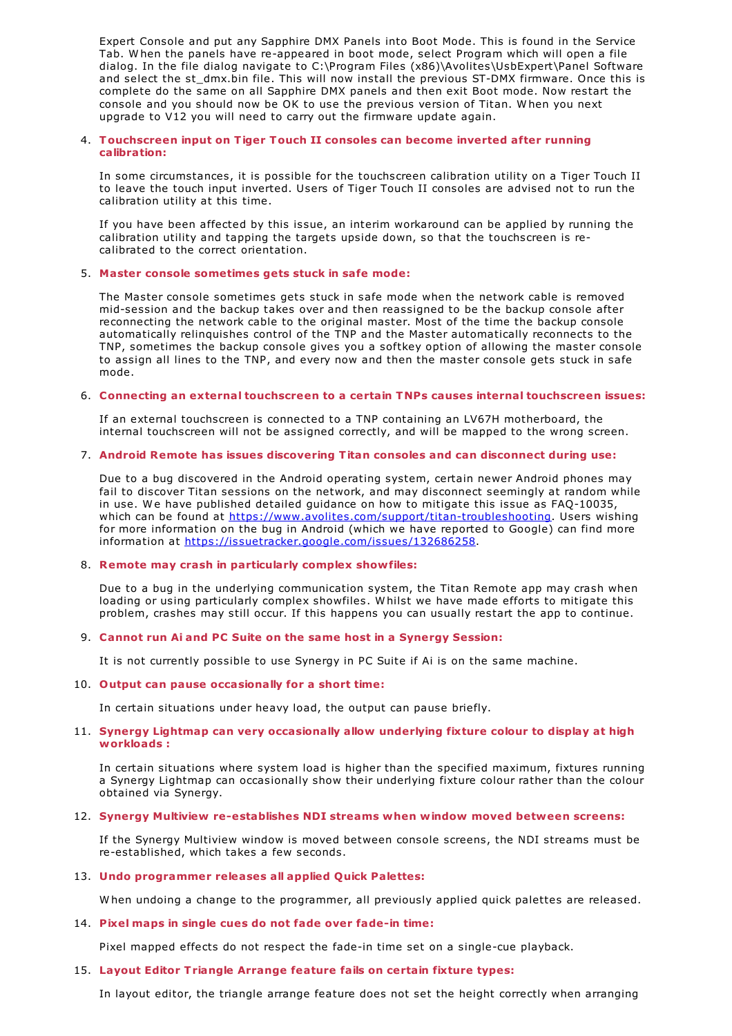Expert Console and put any Sapphire DMX Panels into Boot Mode. This is found in the Service Tab. When the panels have re-appeared in boot mode, select Program which will open a file dialog. In the file dialog navigate to C:\Program Files (x86)\Avolites\UsbExpert\Panel Software and select the st_dmx.bin file. This will now install the previous ST-DMX firmware. Once this is complete do the same on all Sapphire DMX panels and then exit Boot mode. Now restart the console and you should now be OK to use the previous version of Titan. When you next upgrade to V12 you will need to carry out the firmware update again.

4. **Touchscreen input on Tiger Touch II consoles can become inverted after running calibration:**

   In some circumstances, it is possible for the touchscreen calibration utility on a Tiger Touch II to leave the touch input inverted. Users of Tiger Touch II consoles are advised not to run the calibration utility at this time.

   If you have been affected by this issue, an interim workaround can be applied by running the calibration utility and tapping the targets upside down, so that the touchscreen is re-calibrated to the correct orientation.

5. **Master console sometimes gets stuck in safe mode:**

   The Master console sometimes gets stuck in safe mode when the network cable is removed mid-session and the backup takes over and then reassigned to be the backup console after reconnecting the network cable to the original master. Most of the time the backup console automatically relinquishes control of the TNP and the Master automatically reconnects to the TNP, sometimes the backup console gives you a softkey option of allowing the master console to assign all lines to the TNP, and every now and then the master console gets stuck in safe mode.

6. **Connecting an external touchscreen to a certain TNPs causes internal touchscreen issues:**

   If an external touchscreen is connected to a TNP containing an LV67H motherboard, the internal touchscreen will not be assigned correctly, and will be mapped to the wrong screen.

7. **Android Remote has issues discovering Titan consoles and can disconnect during use:**

   Due to a bug discovered in the Android operating system, certain newer Android phones may fail to discover Titan sessions on the network, and may disconnect seemingly at random while in use. We have published detailed guidance on how to mitigate this issue as FAQ-10035, which can be found at https://www.avolites.com/support/titan-troubleshooting. Users wishing for more information on the bug in Android (which we have reported to Google) can find more information at https://issuetracker.google.com/issues/132686258.

8. **Remote may crash in particularly complex showfiles:**

   Due to a bug in the underlying communication system, the Titan Remote app may crash when loading or using particularly complex showfiles. Whilst we have made efforts to mitigate this problem, crashes may still occur. If this happens you can usually restart the app to continue.

9. **Cannot run Ai and PC Suite on the same host in a Synergy Session:**

   It is not currently possible to use Synergy in PC Suite if Ai is on the same machine.

10. **Output can pause occasionally for a short time:**

    In certain situations under heavy load, the output can pause briefly.

11. **Synergy Lightmap can very occasionally allow underlying fixture colour to display at high workloads :**

    In certain situations where system load is higher than the specified maximum, fixtures running a Synergy Lightmap can occasionally show their underlying fixture colour rather than the colour obtained via Synergy.

12. **Synergy Multiview re-establishes NDI streams when window moved between screens:**

    If the Synergy Multiview window is moved between console screens, the NDI streams must be re-established, which takes a few seconds.

13. **Undo programmer releases all applied Quick Palettes:**

    When undoing a change to the programmer, all previously applied quick palettes are released.

14. **Pixel maps in single cues do not fade over fade-in time:**

    Pixel mapped effects do not respect the fade-in time set on a single-cue playback.

15. **Layout Editor Triangle Arrange feature fails on certain fixture types:**

    In layout editor, the triangle arrange feature does not set the height correctly when arranging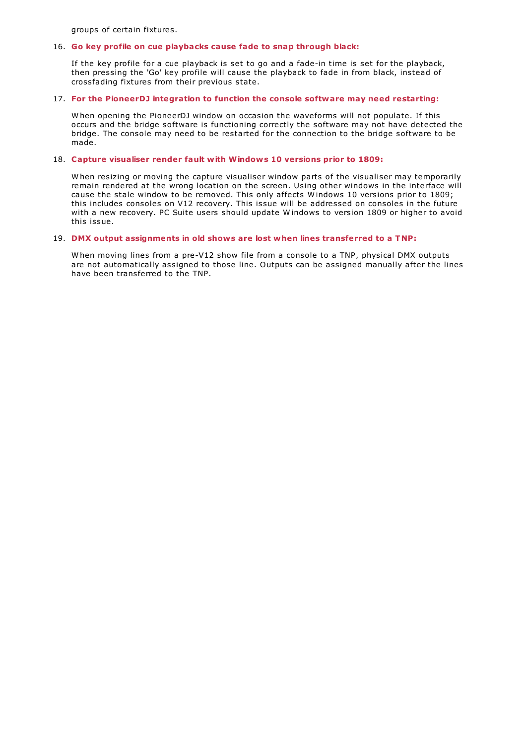groups of certain fixtures.

16. **Go key profile on cue playbacks cause fade to snap through black:**

    If the key profile for a cue playback is set to go and a fade-in time is set for the playback, then pressing the 'Go' key profile will cause the playback to fade in from black, instead of crossfading fixtures from their previous state.

17. **For the PioneerDJ integration to function the console software may need restarting:**

    When opening the PioneerDJ window on occasion the waveforms will not populate. If this occurs and the bridge software is functioning correctly the software may not have detected the bridge. The console may need to be restarted for the connection to the bridge software to be made.

18. **Capture visualiser render fault with Windows 10 versions prior to 1809:**

    When resizing or moving the capture visualiser window parts of the visualiser may temporarily remain rendered at the wrong location on the screen. Using other windows in the interface will cause the stale window to be removed. This only affects Windows 10 versions prior to 1809; this includes consoles on V12 recovery. This issue will be addressed on consoles in the future with a new recovery. PC Suite users should update Windows to version 1809 or higher to avoid this issue.

19. **DMX output assignments in old shows are lost when lines transferred to a TNP:**

    When moving lines from a pre-V12 show file from a console to a TNP, physical DMX outputs are not automatically assigned to those line. Outputs can be assigned manually after the lines have been transferred to the TNP.